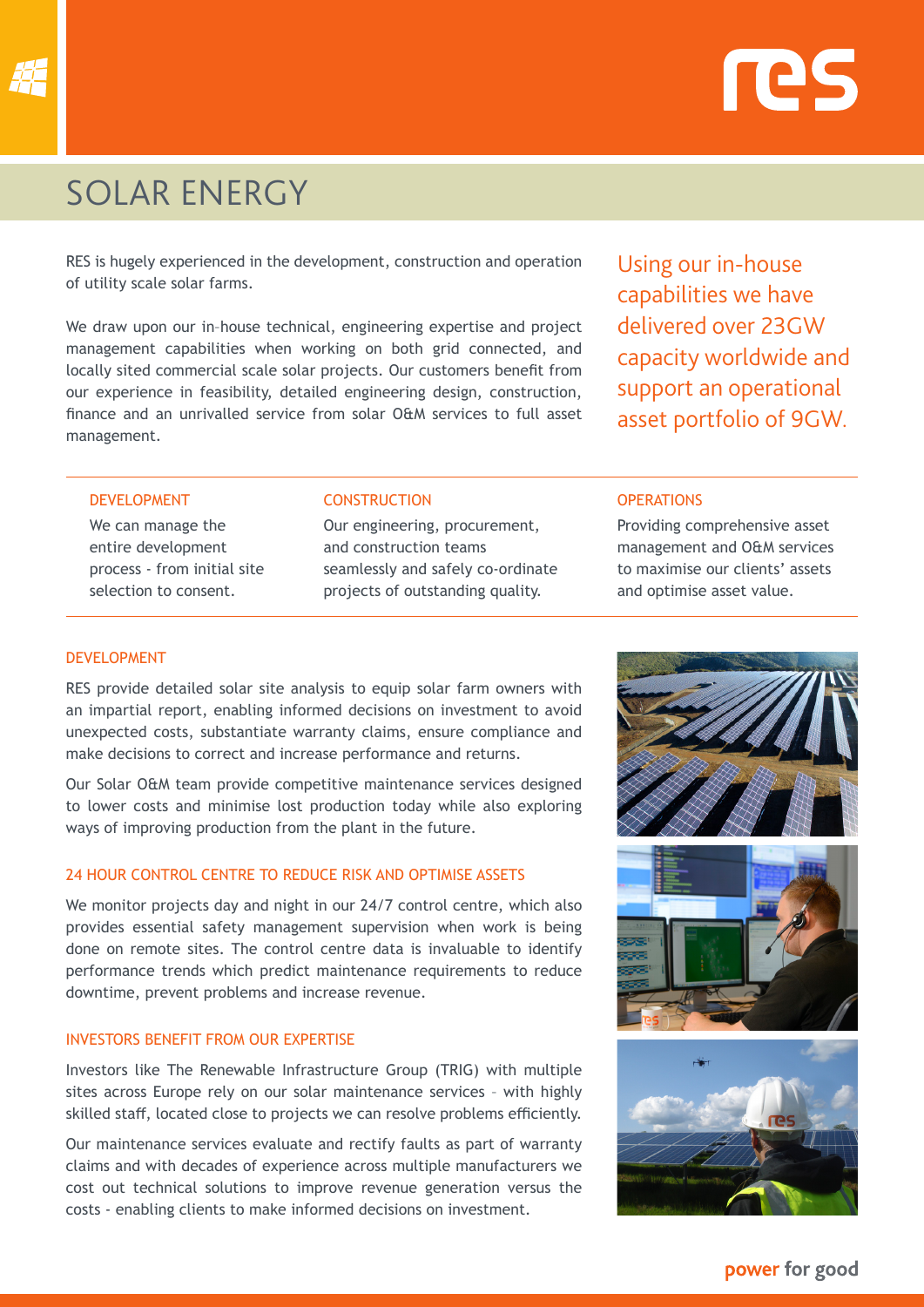# SOLAR ENERGY

RES is hugely experienced in the development, construction and operation of utility scale solar farms.

We draw upon our in-house technical, engineering expertise and project management capabilities when working on both grid connected, and locally sited commercial scale solar projects. Our customers benefit from our experience in feasibility, detailed engineering design, construction, finance and an unrivalled service from solar O&M services to full asset management.

Using our in-house capabilities we have delivered over 23GW capacity worldwide and support an operational asset portfolio of 9GW.

### DEVELOPMENT

We can manage the entire development process - from initial site selection to consent.

### CONSTRUCTION

Our engineering, procurement, and construction teams seamlessly and safely co-ordinate projects of outstanding quality.

### OPERATIONS

Providing comprehensive asset management and O&M services to maximise our clients' assets and optimise asset value.

## DEVELOPMENT

RES provide detailed solar site analysis to equip solar farm owners with an impartial report, enabling informed decisions on investment to avoid unexpected costs, substantiate warranty claims, ensure compliance and make decisions to correct and increase performance and returns.

Our Solar O&M team provide competitive maintenance services designed to lower costs and minimise lost production today while also exploring ways of improving production from the plant in the future.

## 24 HOUR CONTROL CENTRE TO REDUCE RISK AND OPTIMISE ASSETS

We monitor projects day and night in our 24/7 control centre, which also provides essential safety management supervision when work is being done on remote sites. The control centre data is invaluable to identify performance trends which predict maintenance requirements to reduce downtime, prevent problems and increase revenue.

## INVESTORS BENEFIT FROM OUR EXPERTISE

Investors like The Renewable Infrastructure Group (TRIG) with multiple sites across Europe rely on our solar maintenance services – with highly skilled staff, located close to projects we can resolve problems efficiently.

Our maintenance services evaluate and rectify faults as part of warranty claims and with decades of experience across multiple manufacturers we cost out technical solutions to improve revenue generation versus the costs - enabling clients to make informed decisions on investment.

power for good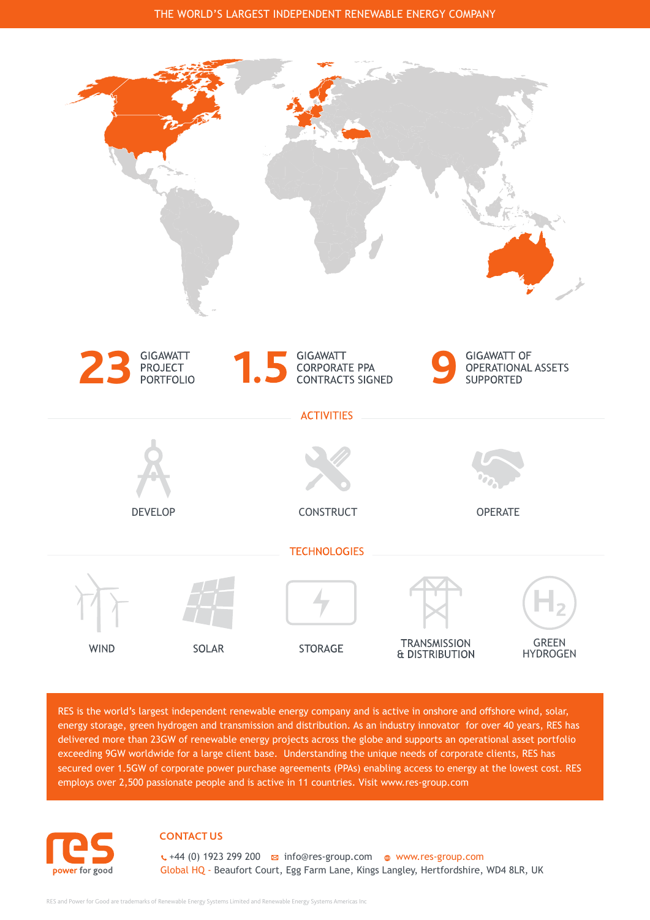# THE WORLD'S LARGEST INDEPENDENT RENEWABLE ENERGY COMPANY

**23** GIGAWATT PROJECT PORTFOLIO

**1.5** GIGAWATT CORPORATE PPA CONTRACTS SIGNED

**9** GIGAWATT OF OPERATIONAL ASSETS SUPPORTED

## ACTIVITIES

DEVELOP

CONSTRUCT

OPERATE

## TECHNOLOGIES

WIND

SOLAR

STORAGE

TRANSMISSION & DISTRIBUTION

GREEN HYDROGEN

RES is the world's largest independent renewable energy company and is active in onshore and offshore wind, solar, energy storage, green hydrogen and transmission and distribution. As an industry innovator for over 40 years, RES has delivered more than 23GW of renewable energy projects across the globe and supports an operational asset portfolio exceeding 9GW worldwide for a large client base. Understanding the unique needs of corporate clients, RES has secured over 1.5GW of corporate power purchase agreements (PPAs) enabling access to energy at the lowest cost. RES employs over 2,500 passionate people and is active in 11 countries. Visit www.res-group.com

res
power for good

## CONTACT US

+44 (0) 1923 299 200 | info@res-group.com | www.res-group.com

Global HQ - Beaufort Court, Egg Farm Lane, Kings Langley, Hertfordshire, WD4 8LR, UK

RES and Power for Good are trademarks of Renewable Energy Systems Limited and Renewable Energy Systems Americas Inc